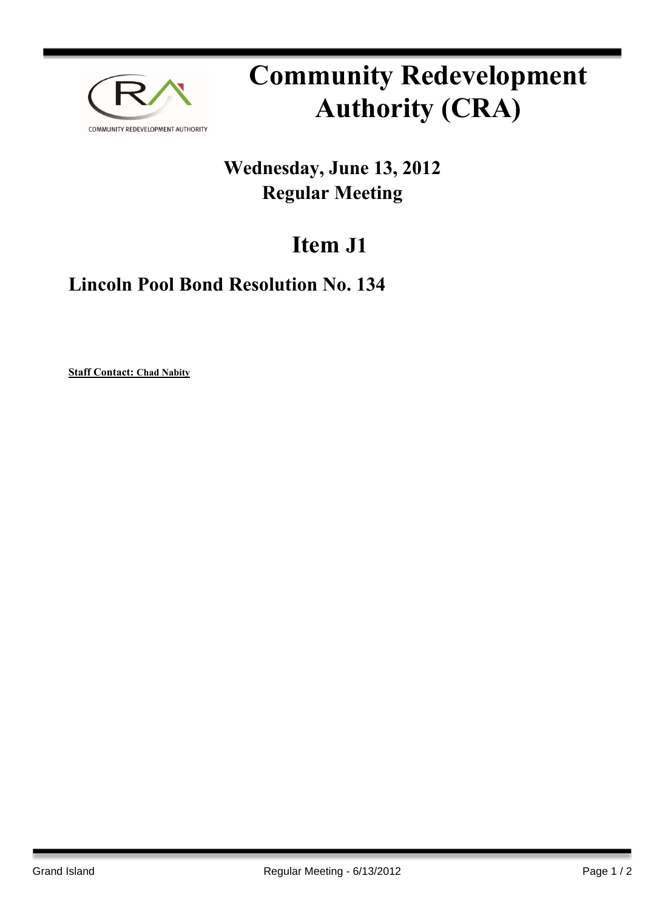# Community Redevelopment Authority (CRA)

## Wednesday, June 13, 2012
## Regular Meeting

# Item J1

## Lincoln Pool Bond Resolution No. 134

**Staff Contact: Chad Nabity**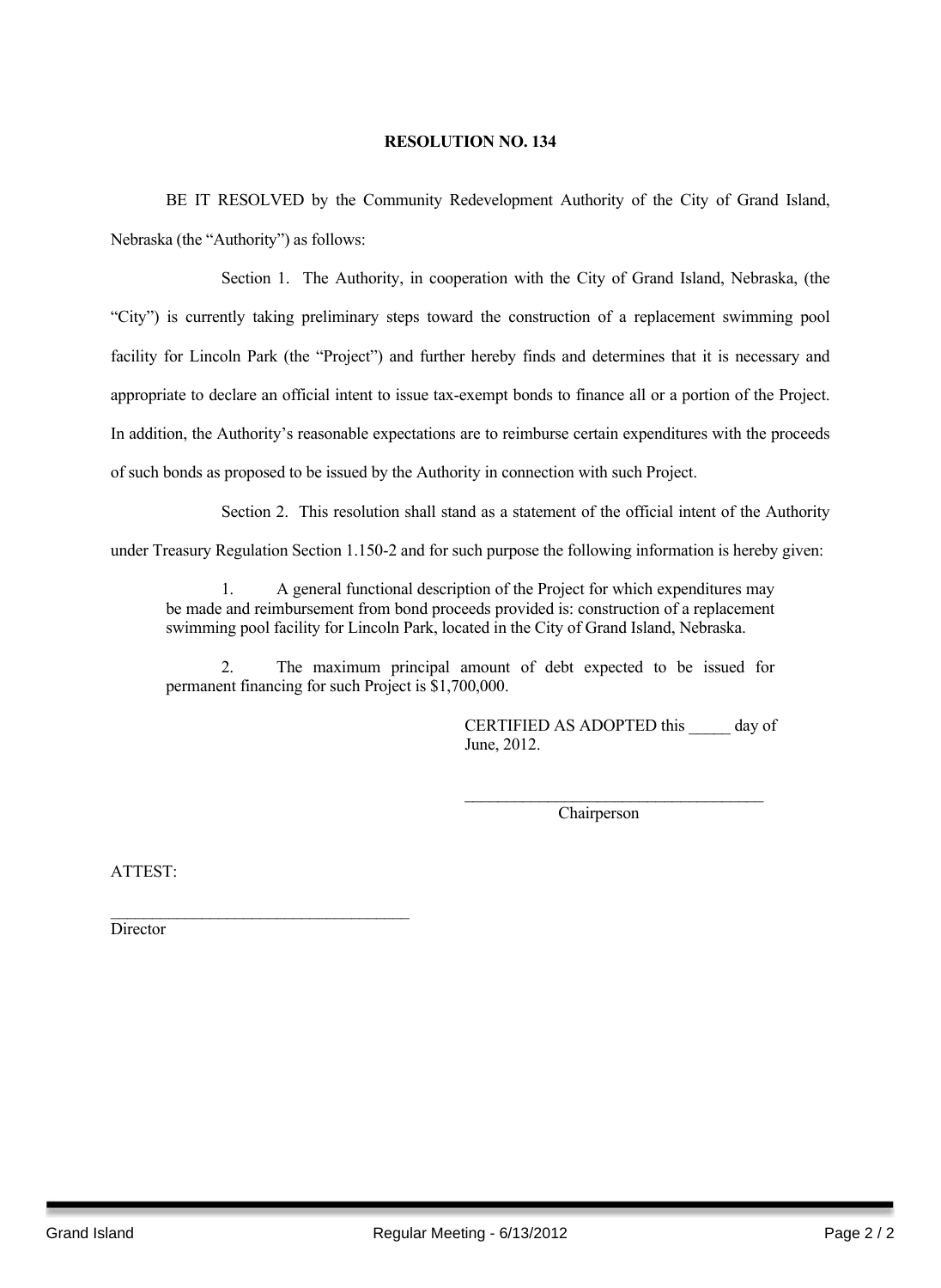**RESOLUTION NO. 134**

BE IT RESOLVED by the Community Redevelopment Authority of the City of Grand Island, Nebraska (the "Authority") as follows:

Section 1. The Authority, in cooperation with the City of Grand Island, Nebraska, (the "City") is currently taking preliminary steps toward the construction of a replacement swimming pool facility for Lincoln Park (the "Project") and further hereby finds and determines that it is necessary and appropriate to declare an official intent to issue tax-exempt bonds to finance all or a portion of the Project. In addition, the Authority's reasonable expectations are to reimburse certain expenditures with the proceeds of such bonds as proposed to be issued by the Authority in connection with such Project.

Section 2. This resolution shall stand as a statement of the official intent of the Authority under Treasury Regulation Section 1.150-2 and for such purpose the following information is hereby given:

1. A general functional description of the Project for which expenditures may be made and reimbursement from bond proceeds provided is: construction of a replacement swimming pool facility for Lincoln Park, located in the City of Grand Island, Nebraska.

2. The maximum principal amount of debt expected to be issued for permanent financing for such Project is $1,700,000.

CERTIFIED AS ADOPTED this _____ day of June, 2012.

_____________________________________
Chairperson

ATTEST:

_____________________________________
Director